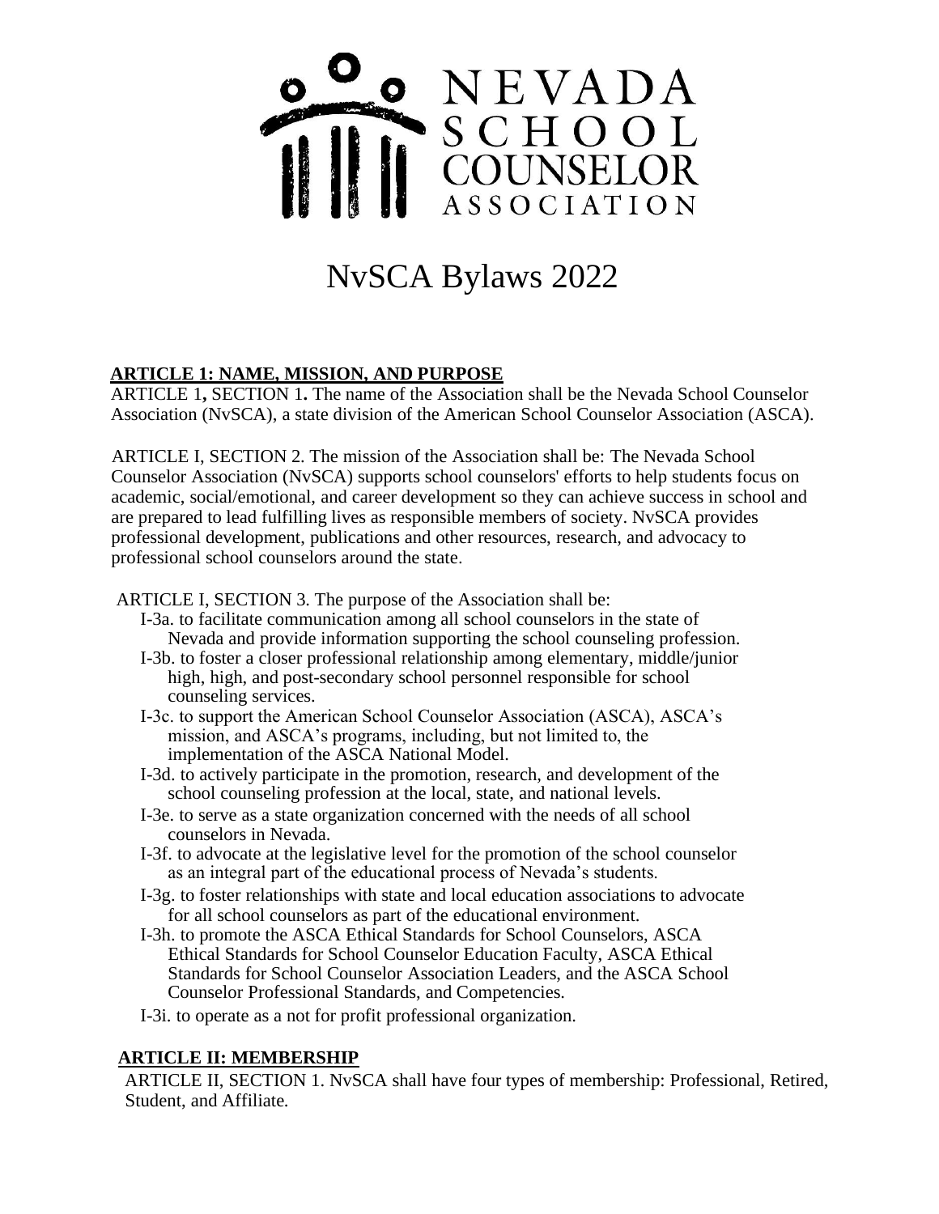NEVADA SCHOOL COUNSELOR ASSOCIATION

# NvSCA Bylaws 2022

## ARTICLE 1: NAME, MISSION, AND PURPOSE

ARTICLE 1**,** SECTION 1**.** The name of the Association shall be the Nevada School Counselor Association (NvSCA), a state division of the American School Counselor Association (ASCA).

ARTICLE I, SECTION 2. The mission of the Association shall be: The Nevada School Counselor Association (NvSCA) supports school counselors' efforts to help students focus on academic, social/emotional, and career development so they can achieve success in school and are prepared to lead fulfilling lives as responsible members of society. NvSCA provides professional development, publications and other resources, research, and advocacy to professional school counselors around the state.

ARTICLE I, SECTION 3. The purpose of the Association shall be:

- I-3a. to facilitate communication among all school counselors in the state of Nevada and provide information supporting the school counseling profession.
- I-3b. to foster a closer professional relationship among elementary, middle/junior high, high, and post-secondary school personnel responsible for school counseling services.
- I-3c. to support the American School Counselor Association (ASCA), ASCA's mission, and ASCA's programs, including, but not limited to, the implementation of the ASCA National Model.
- I-3d. to actively participate in the promotion, research, and development of the school counseling profession at the local, state, and national levels.
- I-3e. to serve as a state organization concerned with the needs of all school counselors in Nevada.
- I-3f. to advocate at the legislative level for the promotion of the school counselor as an integral part of the educational process of Nevada's students.
- I-3g. to foster relationships with state and local education associations to advocate for all school counselors as part of the educational environment.
- I-3h. to promote the ASCA Ethical Standards for School Counselors, ASCA Ethical Standards for School Counselor Education Faculty, ASCA Ethical Standards for School Counselor Association Leaders, and the ASCA School Counselor Professional Standards, and Competencies.
- I-3i. to operate as a not for profit professional organization.

## ARTICLE II: MEMBERSHIP

ARTICLE II, SECTION 1. NvSCA shall have four types of membership: Professional, Retired, Student, and Affiliate.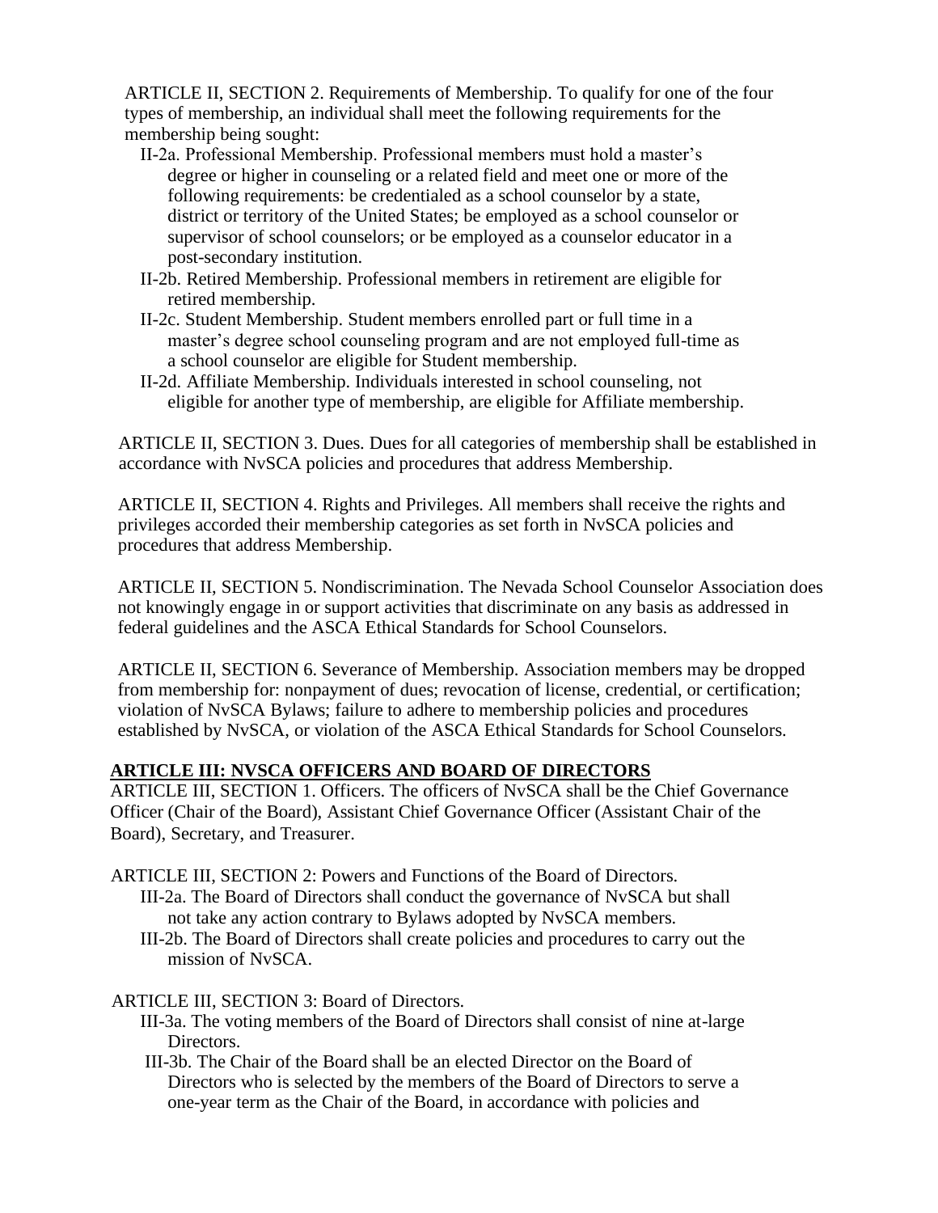ARTICLE II, SECTION 2. Requirements of Membership. To qualify for one of the four types of membership, an individual shall meet the following requirements for the membership being sought:

- II-2a. Professional Membership. Professional members must hold a master's degree or higher in counseling or a related field and meet one or more of the following requirements: be credentialed as a school counselor by a state, district or territory of the United States; be employed as a school counselor or supervisor of school counselors; or be employed as a counselor educator in a post-secondary institution.
- II-2b. Retired Membership. Professional members in retirement are eligible for retired membership.
- II-2c. Student Membership. Student members enrolled part or full time in a master's degree school counseling program and are not employed full-time as a school counselor are eligible for Student membership.
- II-2d. Affiliate Membership. Individuals interested in school counseling, not eligible for another type of membership, are eligible for Affiliate membership.

ARTICLE II, SECTION 3. Dues. Dues for all categories of membership shall be established in accordance with NvSCA policies and procedures that address Membership.

ARTICLE II, SECTION 4. Rights and Privileges. All members shall receive the rights and privileges accorded their membership categories as set forth in NvSCA policies and procedures that address Membership.

ARTICLE II, SECTION 5. Nondiscrimination. The Nevada School Counselor Association does not knowingly engage in or support activities that discriminate on any basis as addressed in federal guidelines and the ASCA Ethical Standards for School Counselors.

ARTICLE II, SECTION 6. Severance of Membership. Association members may be dropped from membership for: nonpayment of dues; revocation of license, credential, or certification; violation of NvSCA Bylaws; failure to adhere to membership policies and procedures established by NvSCA, or violation of the ASCA Ethical Standards for School Counselors.

## ARTICLE III: NVSCA OFFICERS AND BOARD OF DIRECTORS

ARTICLE III, SECTION 1. Officers. The officers of NvSCA shall be the Chief Governance Officer (Chair of the Board), Assistant Chief Governance Officer (Assistant Chair of the Board), Secretary, and Treasurer.

ARTICLE III, SECTION 2: Powers and Functions of the Board of Directors.

- III-2a. The Board of Directors shall conduct the governance of NvSCA but shall not take any action contrary to Bylaws adopted by NvSCA members.
- III-2b. The Board of Directors shall create policies and procedures to carry out the mission of NvSCA.

ARTICLE III, SECTION 3: Board of Directors.

- III-3a. The voting members of the Board of Directors shall consist of nine at-large Directors.
- III-3b. The Chair of the Board shall be an elected Director on the Board of Directors who is selected by the members of the Board of Directors to serve a one-year term as the Chair of the Board, in accordance with policies and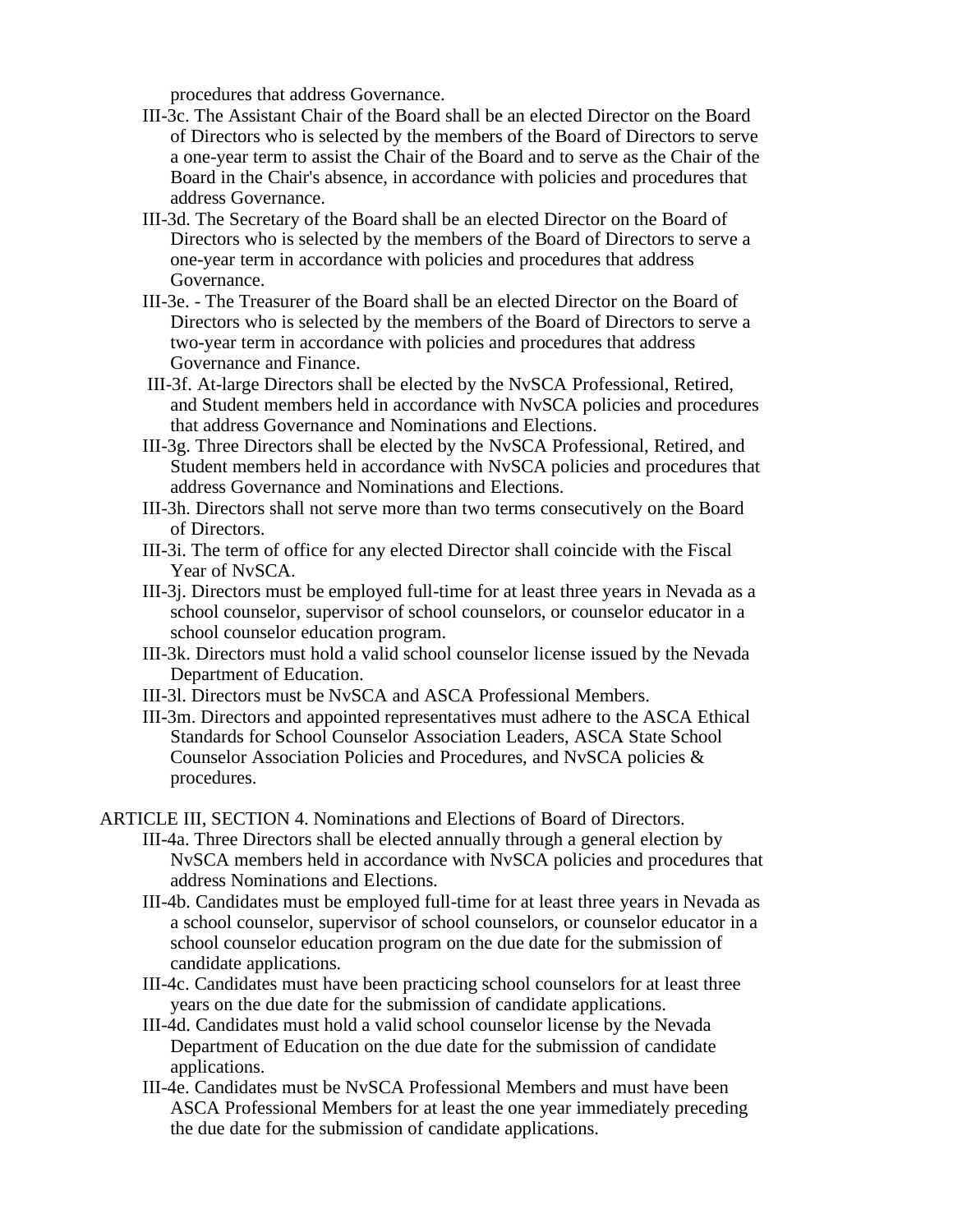procedures that address Governance.

III-3c. The Assistant Chair of the Board shall be an elected Director on the Board of Directors who is selected by the members of the Board of Directors to serve a one-year term to assist the Chair of the Board and to serve as the Chair of the Board in the Chair's absence, in accordance with policies and procedures that address Governance.

III-3d. The Secretary of the Board shall be an elected Director on the Board of Directors who is selected by the members of the Board of Directors to serve a one-year term in accordance with policies and procedures that address Governance.

III-3e. - The Treasurer of the Board shall be an elected Director on the Board of Directors who is selected by the members of the Board of Directors to serve a two-year term in accordance with policies and procedures that address Governance and Finance.

III-3f. At-large Directors shall be elected by the NvSCA Professional, Retired, and Student members held in accordance with NvSCA policies and procedures that address Governance and Nominations and Elections.

III-3g. Three Directors shall be elected by the NvSCA Professional, Retired, and Student members held in accordance with NvSCA policies and procedures that address Governance and Nominations and Elections.

III-3h. Directors shall not serve more than two terms consecutively on the Board of Directors.

III-3i. The term of office for any elected Director shall coincide with the Fiscal Year of NvSCA.

III-3j. Directors must be employed full-time for at least three years in Nevada as a school counselor, supervisor of school counselors, or counselor educator in a school counselor education program.

III-3k. Directors must hold a valid school counselor license issued by the Nevada Department of Education.

III-3l. Directors must be NvSCA and ASCA Professional Members.

III-3m. Directors and appointed representatives must adhere to the ASCA Ethical Standards for School Counselor Association Leaders, ASCA State School Counselor Association Policies and Procedures, and NvSCA policies & procedures.

ARTICLE III, SECTION 4. Nominations and Elections of Board of Directors.

III-4a. Three Directors shall be elected annually through a general election by NvSCA members held in accordance with NvSCA policies and procedures that address Nominations and Elections.

III-4b. Candidates must be employed full-time for at least three years in Nevada as a school counselor, supervisor of school counselors, or counselor educator in a school counselor education program on the due date for the submission of candidate applications.

III-4c. Candidates must have been practicing school counselors for at least three years on the due date for the submission of candidate applications.

III-4d. Candidates must hold a valid school counselor license by the Nevada Department of Education on the due date for the submission of candidate applications.

III-4e. Candidates must be NvSCA Professional Members and must have been ASCA Professional Members for at least the one year immediately preceding the due date for the submission of candidate applications.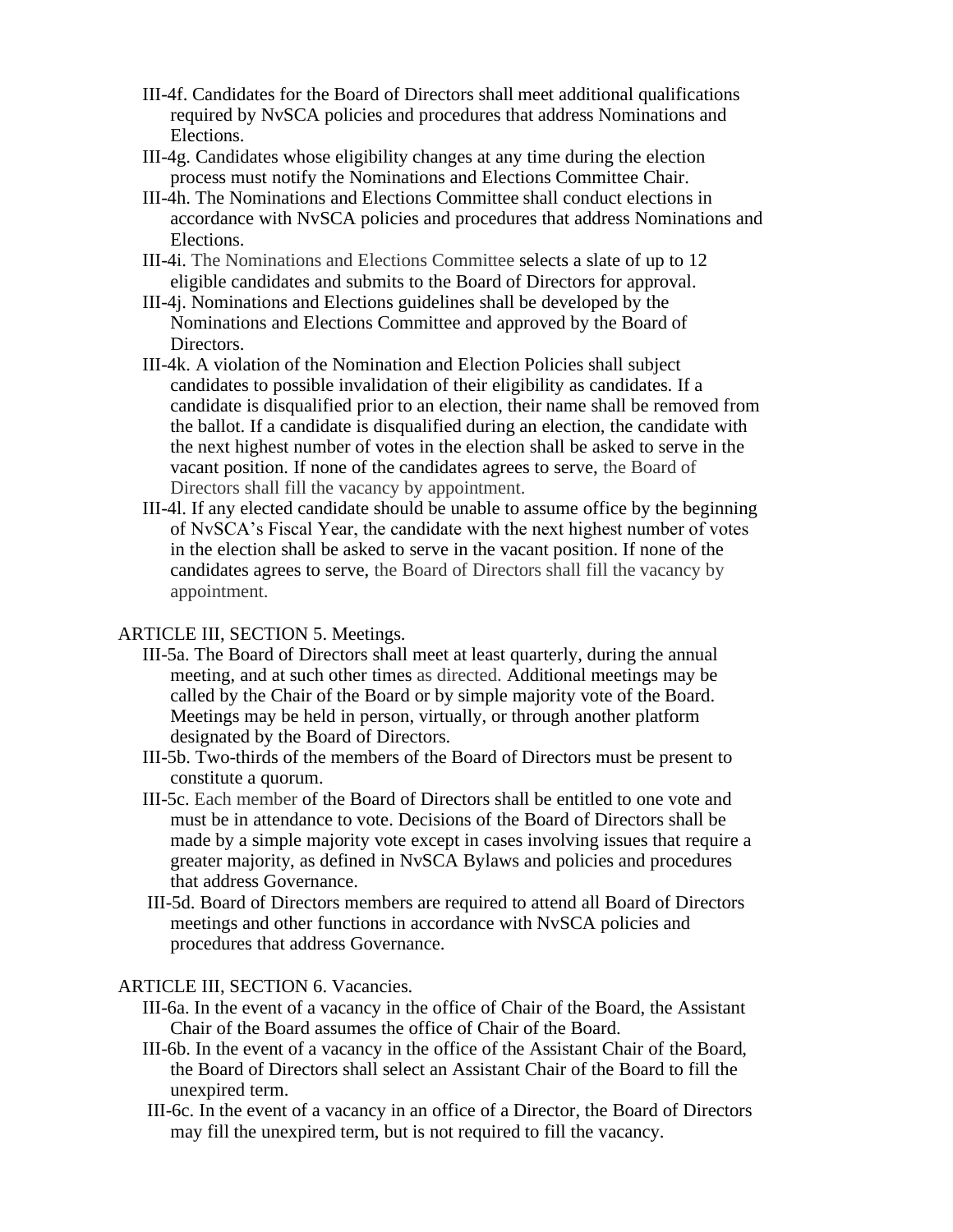III-4f. Candidates for the Board of Directors shall meet additional qualifications required by NvSCA policies and procedures that address Nominations and Elections.

III-4g. Candidates whose eligibility changes at any time during the election process must notify the Nominations and Elections Committee Chair.

III-4h. The Nominations and Elections Committee shall conduct elections in accordance with NvSCA policies and procedures that address Nominations and Elections.

III-4i. The Nominations and Elections Committee selects a slate of up to 12 eligible candidates and submits to the Board of Directors for approval.

III-4j. Nominations and Elections guidelines shall be developed by the Nominations and Elections Committee and approved by the Board of Directors.

III-4k. A violation of the Nomination and Election Policies shall subject candidates to possible invalidation of their eligibility as candidates. If a candidate is disqualified prior to an election, their name shall be removed from the ballot. If a candidate is disqualified during an election, the candidate with the next highest number of votes in the election shall be asked to serve in the vacant position. If none of the candidates agrees to serve, the Board of Directors shall fill the vacancy by appointment.

III-4l. If any elected candidate should be unable to assume office by the beginning of NvSCA's Fiscal Year, the candidate with the next highest number of votes in the election shall be asked to serve in the vacant position. If none of the candidates agrees to serve, the Board of Directors shall fill the vacancy by appointment.

ARTICLE III, SECTION 5. Meetings.

III-5a. The Board of Directors shall meet at least quarterly, during the annual meeting, and at such other times as directed. Additional meetings may be called by the Chair of the Board or by simple majority vote of the Board. Meetings may be held in person, virtually, or through another platform designated by the Board of Directors.

III-5b. Two-thirds of the members of the Board of Directors must be present to constitute a quorum.

III-5c. Each member of the Board of Directors shall be entitled to one vote and must be in attendance to vote. Decisions of the Board of Directors shall be made by a simple majority vote except in cases involving issues that require a greater majority, as defined in NvSCA Bylaws and policies and procedures that address Governance.

III-5d. Board of Directors members are required to attend all Board of Directors meetings and other functions in accordance with NvSCA policies and procedures that address Governance.

ARTICLE III, SECTION 6. Vacancies.

III-6a. In the event of a vacancy in the office of Chair of the Board, the Assistant Chair of the Board assumes the office of Chair of the Board.

III-6b. In the event of a vacancy in the office of the Assistant Chair of the Board, the Board of Directors shall select an Assistant Chair of the Board to fill the unexpired term.

III-6c. In the event of a vacancy in an office of a Director, the Board of Directors may fill the unexpired term, but is not required to fill the vacancy.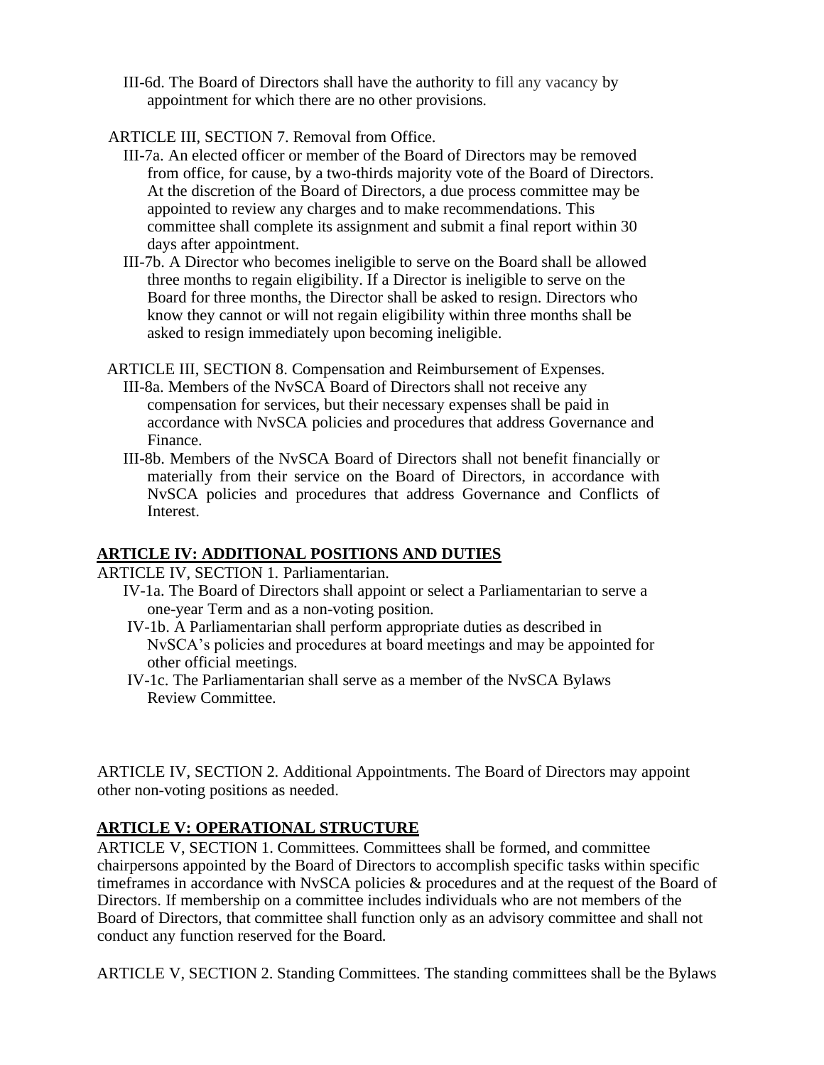III-6d. The Board of Directors shall have the authority to fill any vacancy by appointment for which there are no other provisions.

ARTICLE III, SECTION 7. Removal from Office.

III-7a. An elected officer or member of the Board of Directors may be removed from office, for cause, by a two-thirds majority vote of the Board of Directors. At the discretion of the Board of Directors, a due process committee may be appointed to review any charges and to make recommendations. This committee shall complete its assignment and submit a final report within 30 days after appointment.

III-7b. A Director who becomes ineligible to serve on the Board shall be allowed three months to regain eligibility. If a Director is ineligible to serve on the Board for three months, the Director shall be asked to resign. Directors who know they cannot or will not regain eligibility within three months shall be asked to resign immediately upon becoming ineligible.

ARTICLE III, SECTION 8. Compensation and Reimbursement of Expenses.

III-8a. Members of the NvSCA Board of Directors shall not receive any compensation for services, but their necessary expenses shall be paid in accordance with NvSCA policies and procedures that address Governance and Finance.

III-8b. Members of the NvSCA Board of Directors shall not benefit financially or materially from their service on the Board of Directors, in accordance with NvSCA policies and procedures that address Governance and Conflicts of Interest.

## ARTICLE IV: ADDITIONAL POSITIONS AND DUTIES

ARTICLE IV, SECTION 1. Parliamentarian.

IV-1a. The Board of Directors shall appoint or select a Parliamentarian to serve a one-year Term and as a non-voting position.

IV-1b. A Parliamentarian shall perform appropriate duties as described in NvSCA's policies and procedures at board meetings and may be appointed for other official meetings.

IV-1c. The Parliamentarian shall serve as a member of the NvSCA Bylaws Review Committee.

ARTICLE IV, SECTION 2. Additional Appointments. The Board of Directors may appoint other non-voting positions as needed.

## ARTICLE V: OPERATIONAL STRUCTURE

ARTICLE V, SECTION 1. Committees. Committees shall be formed, and committee chairpersons appointed by the Board of Directors to accomplish specific tasks within specific timeframes in accordance with NvSCA policies & procedures and at the request of the Board of Directors. If membership on a committee includes individuals who are not members of the Board of Directors, that committee shall function only as an advisory committee and shall not conduct any function reserved for the Board.

ARTICLE V, SECTION 2. Standing Committees. The standing committees shall be the Bylaws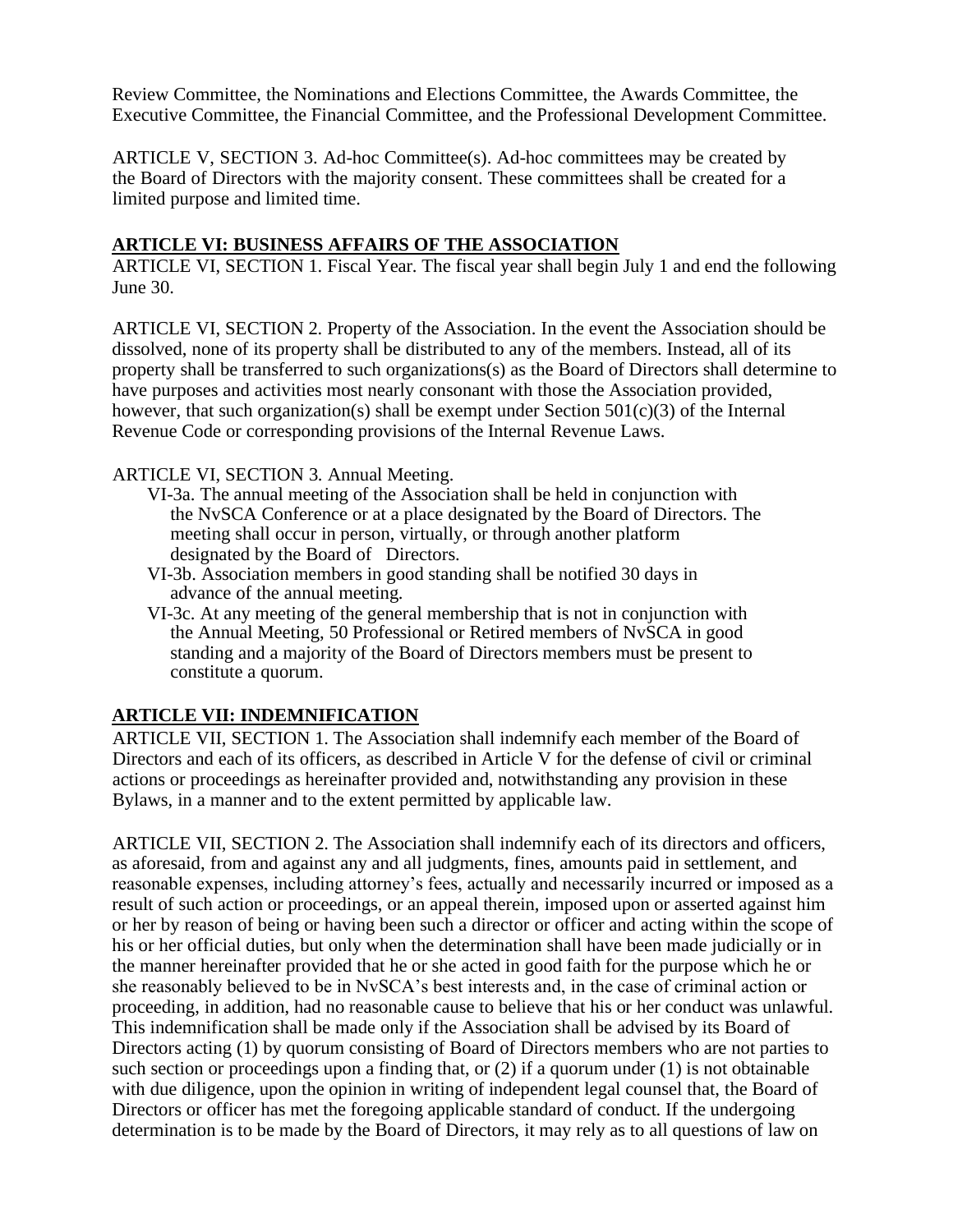Review Committee, the Nominations and Elections Committee, the Awards Committee, the Executive Committee, the Financial Committee, and the Professional Development Committee.

ARTICLE V, SECTION 3. Ad-hoc Committee(s). Ad-hoc committees may be created by the Board of Directors with the majority consent. These committees shall be created for a limited purpose and limited time.

## ARTICLE VI: BUSINESS AFFAIRS OF THE ASSOCIATION

ARTICLE VI, SECTION 1. Fiscal Year. The fiscal year shall begin July 1 and end the following June 30.

ARTICLE VI, SECTION 2. Property of the Association. In the event the Association should be dissolved, none of its property shall be distributed to any of the members. Instead, all of its property shall be transferred to such organizations(s) as the Board of Directors shall determine to have purposes and activities most nearly consonant with those the Association provided, however, that such organization(s) shall be exempt under Section 501(c)(3) of the Internal Revenue Code or corresponding provisions of the Internal Revenue Laws.

ARTICLE VI, SECTION 3. Annual Meeting.

- VI-3a. The annual meeting of the Association shall be held in conjunction with the NvSCA Conference or at a place designated by the Board of Directors. The meeting shall occur in person, virtually, or through another platform designated by the Board of Directors.
- VI-3b. Association members in good standing shall be notified 30 days in advance of the annual meeting.
- VI-3c. At any meeting of the general membership that is not in conjunction with the Annual Meeting, 50 Professional or Retired members of NvSCA in good standing and a majority of the Board of Directors members must be present to constitute a quorum.

## ARTICLE VII: INDEMNIFICATION

ARTICLE VII, SECTION 1. The Association shall indemnify each member of the Board of Directors and each of its officers, as described in Article V for the defense of civil or criminal actions or proceedings as hereinafter provided and, notwithstanding any provision in these Bylaws, in a manner and to the extent permitted by applicable law.

ARTICLE VII, SECTION 2. The Association shall indemnify each of its directors and officers, as aforesaid, from and against any and all judgments, fines, amounts paid in settlement, and reasonable expenses, including attorney's fees, actually and necessarily incurred or imposed as a result of such action or proceedings, or an appeal therein, imposed upon or asserted against him or her by reason of being or having been such a director or officer and acting within the scope of his or her official duties, but only when the determination shall have been made judicially or in the manner hereinafter provided that he or she acted in good faith for the purpose which he or she reasonably believed to be in NvSCA's best interests and, in the case of criminal action or proceeding, in addition, had no reasonable cause to believe that his or her conduct was unlawful. This indemnification shall be made only if the Association shall be advised by its Board of Directors acting (1) by quorum consisting of Board of Directors members who are not parties to such section or proceedings upon a finding that, or (2) if a quorum under (1) is not obtainable with due diligence, upon the opinion in writing of independent legal counsel that, the Board of Directors or officer has met the foregoing applicable standard of conduct. If the undergoing determination is to be made by the Board of Directors, it may rely as to all questions of law on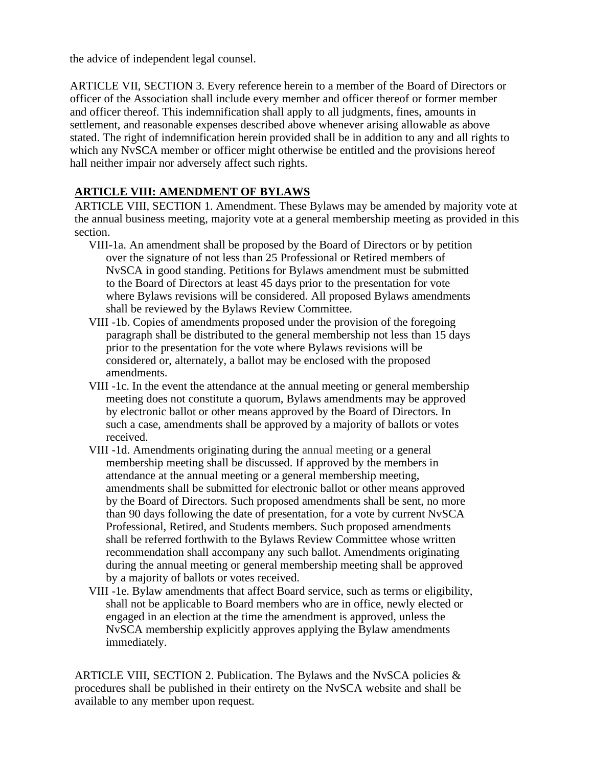the advice of independent legal counsel.

ARTICLE VII, SECTION 3. Every reference herein to a member of the Board of Directors or officer of the Association shall include every member and officer thereof or former member and officer thereof. This indemnification shall apply to all judgments, fines, amounts in settlement, and reasonable expenses described above whenever arising allowable as above stated. The right of indemnification herein provided shall be in addition to any and all rights to which any NvSCA member or officer might otherwise be entitled and the provisions hereof hall neither impair nor adversely affect such rights.

## ARTICLE VIII: AMENDMENT OF BYLAWS

ARTICLE VIII, SECTION 1. Amendment. These Bylaws may be amended by majority vote at the annual business meeting, majority vote at a general membership meeting as provided in this section.

- VIII-1a. An amendment shall be proposed by the Board of Directors or by petition over the signature of not less than 25 Professional or Retired members of NvSCA in good standing. Petitions for Bylaws amendment must be submitted to the Board of Directors at least 45 days prior to the presentation for vote where Bylaws revisions will be considered. All proposed Bylaws amendments shall be reviewed by the Bylaws Review Committee.
- VIII -1b. Copies of amendments proposed under the provision of the foregoing paragraph shall be distributed to the general membership not less than 15 days prior to the presentation for the vote where Bylaws revisions will be considered or, alternately, a ballot may be enclosed with the proposed amendments.
- VIII -1c. In the event the attendance at the annual meeting or general membership meeting does not constitute a quorum, Bylaws amendments may be approved by electronic ballot or other means approved by the Board of Directors. In such a case, amendments shall be approved by a majority of ballots or votes received.
- VIII -1d. Amendments originating during the annual meeting or a general membership meeting shall be discussed. If approved by the members in attendance at the annual meeting or a general membership meeting, amendments shall be submitted for electronic ballot or other means approved by the Board of Directors. Such proposed amendments shall be sent, no more than 90 days following the date of presentation, for a vote by current NvSCA Professional, Retired, and Students members. Such proposed amendments shall be referred forthwith to the Bylaws Review Committee whose written recommendation shall accompany any such ballot. Amendments originating during the annual meeting or general membership meeting shall be approved by a majority of ballots or votes received.
- VIII -1e. Bylaw amendments that affect Board service, such as terms or eligibility, shall not be applicable to Board members who are in office, newly elected or engaged in an election at the time the amendment is approved, unless the NvSCA membership explicitly approves applying the Bylaw amendments immediately.

ARTICLE VIII, SECTION 2. Publication. The Bylaws and the NvSCA policies & procedures shall be published in their entirety on the NvSCA website and shall be available to any member upon request.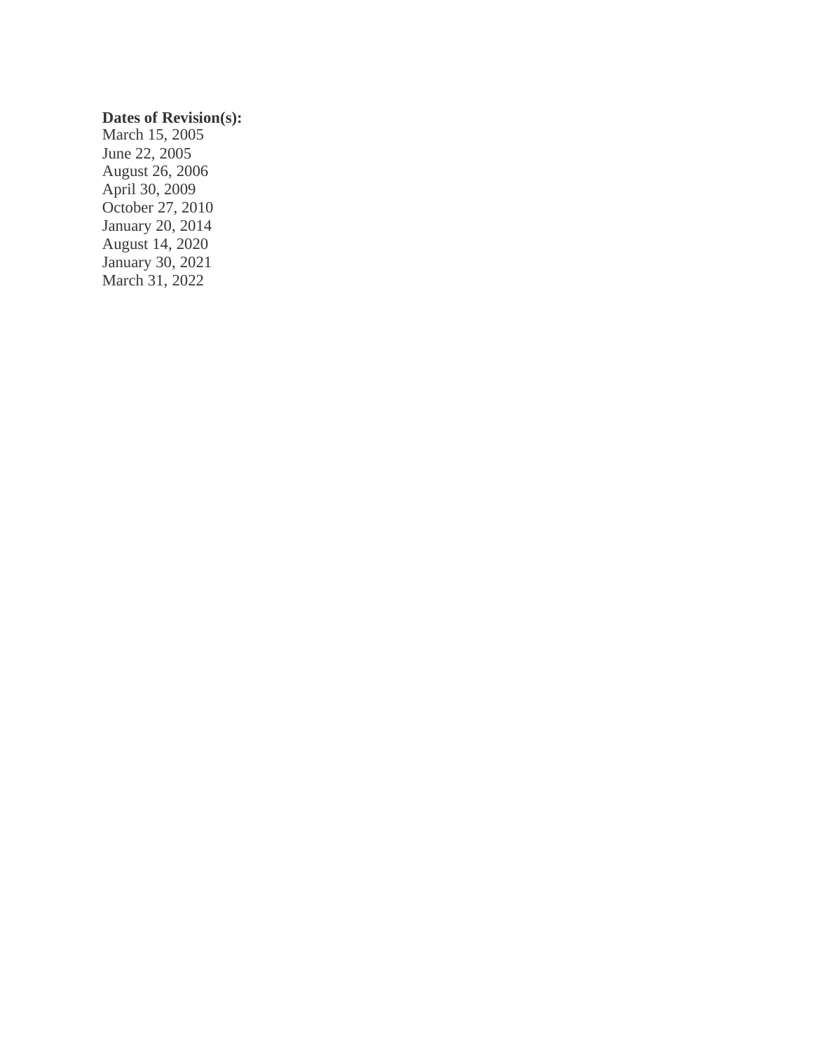**Dates of Revision(s):**
March 15, 2005
June 22, 2005
August 26, 2006
April 30, 2009
October 27, 2010
January 20, 2014
August 14, 2020
January 30, 2021
March 31, 2022